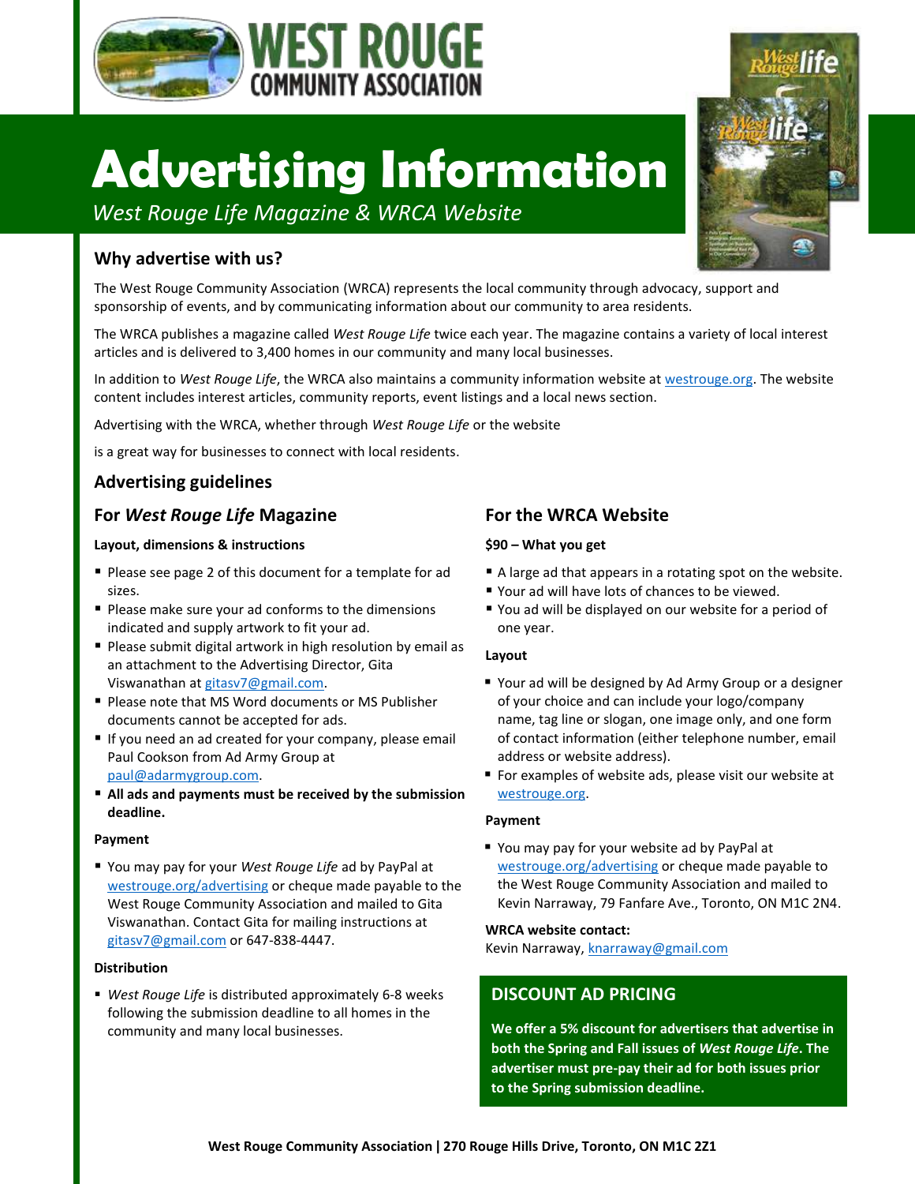# WEST ROUGE COMMUNITY ASSOCIATION

# Advertising Information

*West Rouge Life Magazine & WRCA Website*

## Why advertise with us?

The West Rouge Community Association (WRCA) represents the local community through advocacy, support and sponsorship of events, and by communicating information about our community to area residents.

The WRCA publishes a magazine called *West Rouge Life* twice each year. The magazine contains a variety of local interest articles and is delivered to 3,400 homes in our community and many local businesses.

In addition to *West Rouge Life*, the WRCA also maintains a community information website at westrouge.org. The website content includes interest articles, community reports, event listings and a local news section.

Advertising with the WRCA, whether through *West Rouge Life* or the website

is a great way for businesses to connect with local residents.

## Advertising guidelines

### For *West Rouge Life* Magazine

**Layout, dimensions & instructions**

- Please see page 2 of this document for a template for ad sizes.
- Please make sure your ad conforms to the dimensions indicated and supply artwork to fit your ad.
- Please submit digital artwork in high resolution by email as an attachment to the Advertising Director, Gita Viswanathan at gitasv7@gmail.com.
- Please note that MS Word documents or MS Publisher documents cannot be accepted for ads.
- If you need an ad created for your company, please email Paul Cookson from Ad Army Group at paul@adarmygroup.com.
- **All ads and payments must be received by the submission deadline.**

**Payment**

- You may pay for your *West Rouge Life* ad by PayPal at westrouge.org/advertising or cheque made payable to the West Rouge Community Association and mailed to Gita Viswanathan. Contact Gita for mailing instructions at gitasv7@gmail.com or 647-838-4447.

**Distribution**

- *West Rouge Life* is distributed approximately 6-8 weeks following the submission deadline to all homes in the community and many local businesses.

### For the WRCA Website

**$90 – What you get**

- A large ad that appears in a rotating spot on the website.
- Your ad will have lots of chances to be viewed.
- You ad will be displayed on our website for a period of one year.

**Layout**

- Your ad will be designed by Ad Army Group or a designer of your choice and can include your logo/company name, tag line or slogan, one image only, and one form of contact information (either telephone number, email address or website address).
- For examples of website ads, please visit our website at westrouge.org.

**Payment**

- You may pay for your website ad by PayPal at westrouge.org/advertising or cheque made payable to the West Rouge Community Association and mailed to Kevin Narraway, 79 Fanfare Ave., Toronto, ON M1C 2N4.

**WRCA website contact:**
Kevin Narraway, knarraway@gmail.com

### DISCOUNT AD PRICING

**We offer a 5% discount for advertisers that advertise in both the Spring and Fall issues of *West Rouge Life*. The advertiser must pre-pay their ad for both issues prior to the Spring submission deadline.**

**West Rouge Community Association | 270 Rouge Hills Drive, Toronto, ON M1C 2Z1**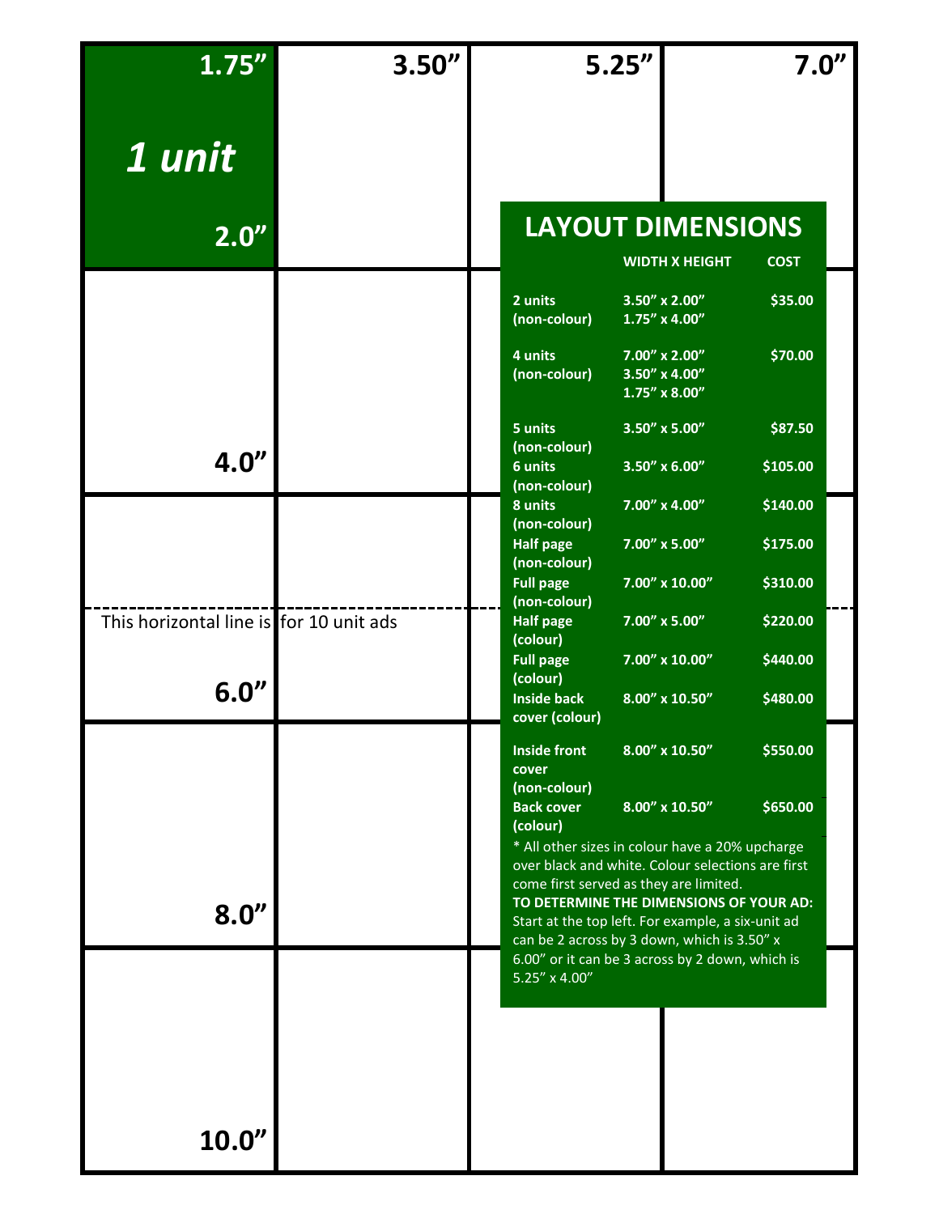1.75" | 3.50" | 5.25" | 7.0"

*1 unit*

2.0"

4.0"

This horizontal line is for 10 unit ads

6.0"

8.0"

10.0"

## LAYOUT DIMENSIONS

| | WIDTH X HEIGHT | COST |
|---|---|---|
| **2 units (non-colour)** | **3.50" x 2.00"**<br>**1.75" x 4.00"** | **$35.00** |
| **4 units (non-colour)** | **7.00" x 2.00"**<br>**3.50" x 4.00"**<br>**1.75" x 8.00"** | **$70.00** |
| **5 units (non-colour)** | **3.50" x 5.00"** | **$87.50** |
| **6 units (non-colour)** | **3.50" x 6.00"** | **$105.00** |
| **8 units (non-colour)** | **7.00" x 4.00"** | **$140.00** |
| **Half page (non-colour)** | **7.00" x 5.00"** | **$175.00** |
| **Full page (non-colour)** | **7.00" x 10.00"** | **$310.00** |
| **Half page (colour)** | **7.00" x 5.00"** | **$220.00** |
| **Full page (colour)** | **7.00" x 10.00"** | **$440.00** |
| **Inside back cover (colour)** | **8.00" x 10.50"** | **$480.00** |
| **Inside front cover (non-colour)** | **8.00" x 10.50"** | **$550.00** |
| **Back cover (colour)** | **8.00" x 10.50"** | **$650.00** |

* All other sizes in colour have a 20% upcharge over black and white. Colour selections are first come first served as they are limited.

**TO DETERMINE THE DIMENSIONS OF YOUR AD:** Start at the top left. For example, a six-unit ad can be 2 across by 3 down, which is 3.50" x 6.00" or it can be 3 across by 2 down, which is 5.25" x 4.00"